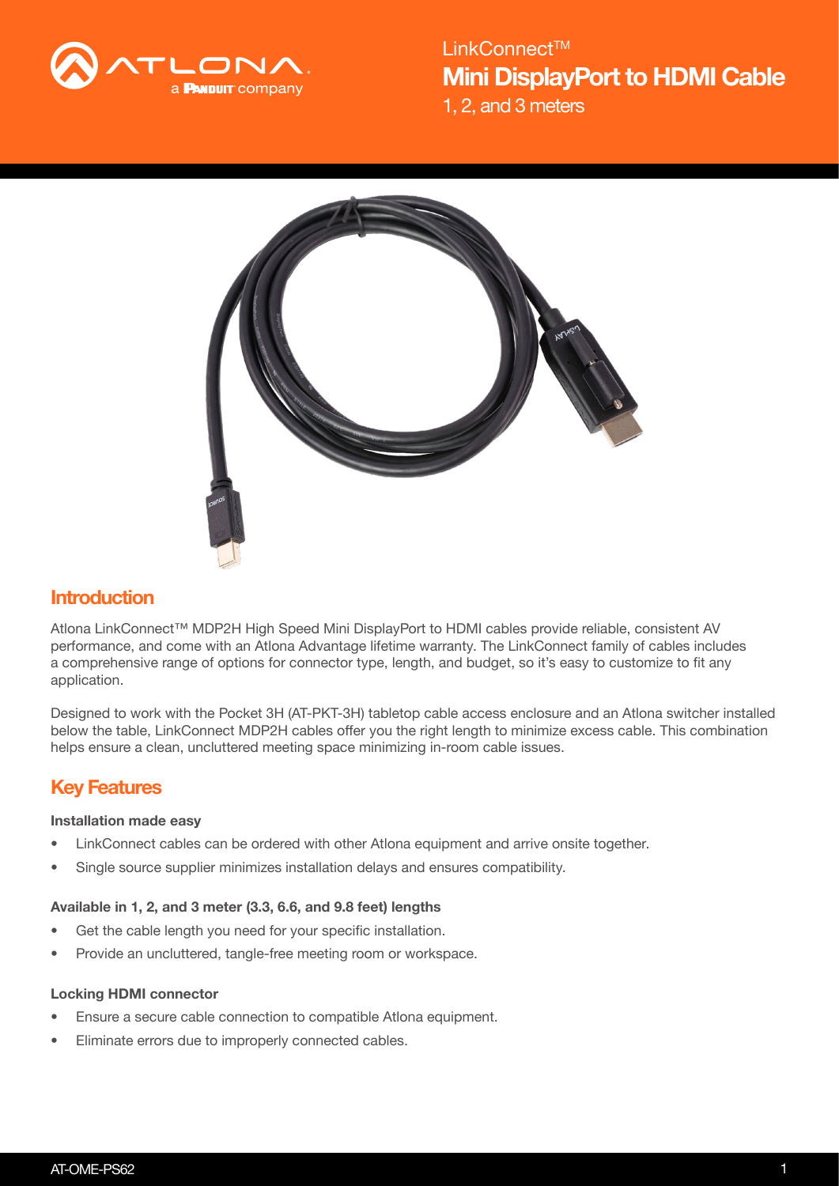LinkConnect™

# Mini DisplayPort to HDMI Cable

1, 2, and 3 meters

## Introduction

Atlona LinkConnect™ MDP2H High Speed Mini DisplayPort to HDMI cables provide reliable, consistent AV performance, and come with an Atlona Advantage lifetime warranty. The LinkConnect family of cables includes a comprehensive range of options for connector type, length, and budget, so it's easy to customize to fit any application.

Designed to work with the Pocket 3H (AT-PKT-3H) tabletop cable access enclosure and an Atlona switcher installed below the table, LinkConnect MDP2H cables offer you the right length to minimize excess cable. This combination helps ensure a clean, uncluttered meeting space minimizing in-room cable issues.

## Key Features

**Installation made easy**

- LinkConnect cables can be ordered with other Atlona equipment and arrive onsite together.
- Single source supplier minimizes installation delays and ensures compatibility.

**Available in 1, 2, and 3 meter (3.3, 6.6, and 9.8 feet) lengths**

- Get the cable length you need for your specific installation.
- Provide an uncluttered, tangle-free meeting room or workspace.

**Locking HDMI connector**

- Ensure a secure cable connection to compatible Atlona equipment.
- Eliminate errors due to improperly connected cables.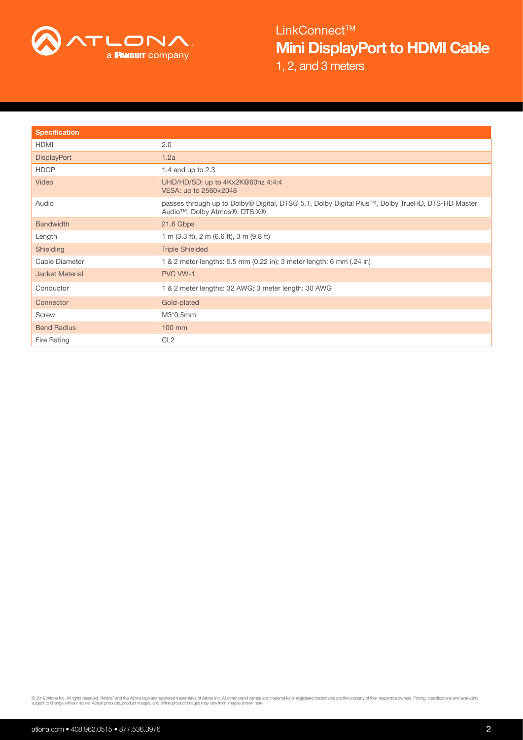# LinkConnect™ Mini DisplayPort to HDMI Cable

1, 2, and 3 meters

| Specification | |
|---|---|
| HDMI | 2.0 |
| DisplayPort | 1.2a |
| HDCP | 1.4 and up to 2.3 |
| Video | UHD/HD/SD: up to 4Kx2K@60hz 4:4:4<br>VESA: up to 2560×2048 |
| Audio | passes through up to Dolby® Digital, DTS® 5.1, Dolby Digital Plus™, Dolby TrueHD, DTS-HD Master Audio™, Dolby Atmos®, DTS:X® |
| Bandwidth | 21.6 Gbps |
| Length | 1 m (3.3 ft), 2 m (6.6 ft), 3 m (9.8 ft) |
| Shielding | Triple Shielded |
| Cable Diameter | 1 & 2 meter lengths: 5.5 mm (0.22 in); 3 meter length: 6 mm (.24 in) |
| Jacket Material | PVC VW-1 |
| Conductor | 1 & 2 meter lengths: 32 AWG; 3 meter length: 30 AWG |
| Connector | Gold-plated |
| Screw | M3*0.5mm |
| Bend Radius | 100 mm |
| Fire Rating | CL2 |

© 2019 Atlona Inc. All rights reserved. "Atlona" and the Atlona logo are registered trademarks of Atlona Inc. All other brand names and trademarks or registered trademarks are the property of their respective owners. Pricing, specifications and availability subject to change without notice. Actual products, product images, and online product images may vary from images shown here.

atlona.com • 408.962.0515 • 877.536.3976